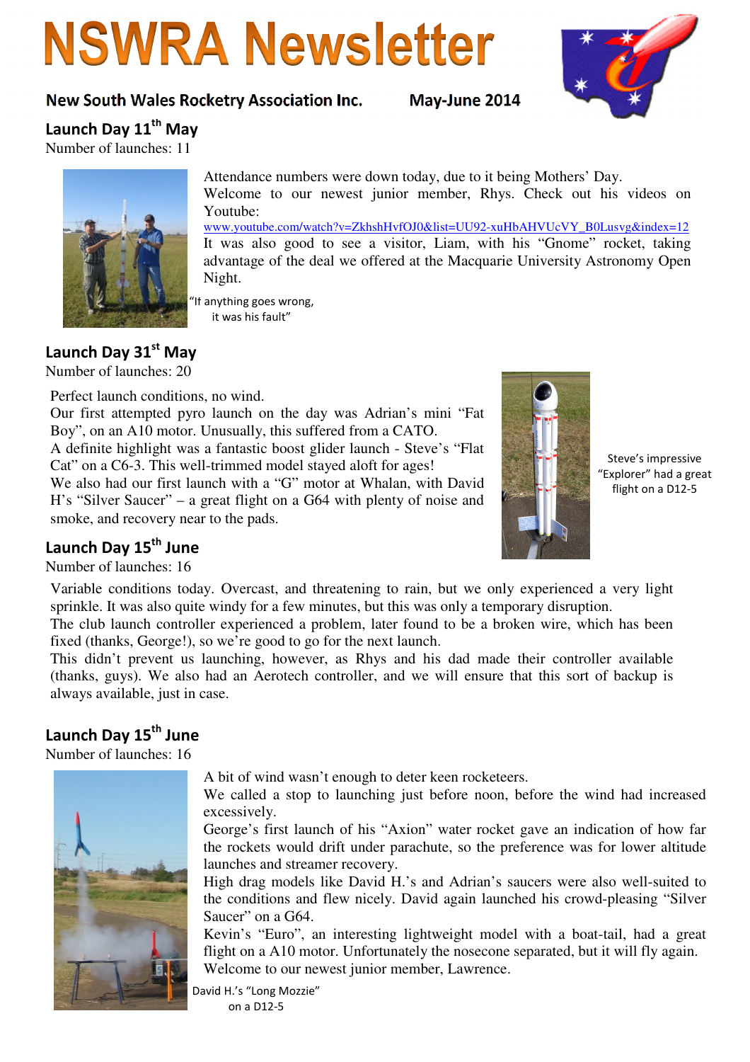# NSWRA Newsletter

**New South Wales Rocketry Association Inc.** **May-June 2014**

## Launch Day 11th May

Number of launches: 11

Attendance numbers were down today, due to it being Mothers' Day.

Welcome to our newest junior member, Rhys. Check out his videos on Youtube:

www.youtube.com/watch?v=ZkhshHvfOJ0&list=UU92-xuHbAHVUcVY_B0Lusvg&index=12

It was also good to see a visitor, Liam, with his "Gnome" rocket, taking advantage of the deal we offered at the Macquarie University Astronomy Open Night.

"If anything goes wrong, it was his fault"

## Launch Day 31st May

Number of launches: 20

Perfect launch conditions, no wind.

Our first attempted pyro launch on the day was Adrian's mini "Fat Boy", on an A10 motor. Unusually, this suffered from a CATO.

A definite highlight was a fantastic boost glider launch - Steve's "Flat Cat" on a C6-3. This well-trimmed model stayed aloft for ages!

We also had our first launch with a "G" motor at Whalan, with David H's "Silver Saucer" – a great flight on a G64 with plenty of noise and smoke, and recovery near to the pads.

Steve's impressive "Explorer" had a great flight on a D12-5

## Launch Day 15th June

Number of launches: 16

Variable conditions today. Overcast, and threatening to rain, but we only experienced a very light sprinkle. It was also quite windy for a few minutes, but this was only a temporary disruption.

The club launch controller experienced a problem, later found to be a broken wire, which has been fixed (thanks, George!), so we're good to go for the next launch.

This didn't prevent us launching, however, as Rhys and his dad made their controller available (thanks, guys). We also had an Aerotech controller, and we will ensure that this sort of backup is always available, just in case.

## Launch Day 15th June

Number of launches: 16

A bit of wind wasn't enough to deter keen rocketeers.

We called a stop to launching just before noon, before the wind had increased excessively.

George's first launch of his "Axion" water rocket gave an indication of how far the rockets would drift under parachute, so the preference was for lower altitude launches and streamer recovery.

High drag models like David H.'s and Adrian's saucers were also well-suited to the conditions and flew nicely. David again launched his crowd-pleasing "Silver Saucer" on a G64.

Kevin's "Euro", an interesting lightweight model with a boat-tail, had a great flight on a A10 motor. Unfortunately the nosecone separated, but it will fly again.

Welcome to our newest junior member, Lawrence.

David H.'s "Long Mozzie" on a D12-5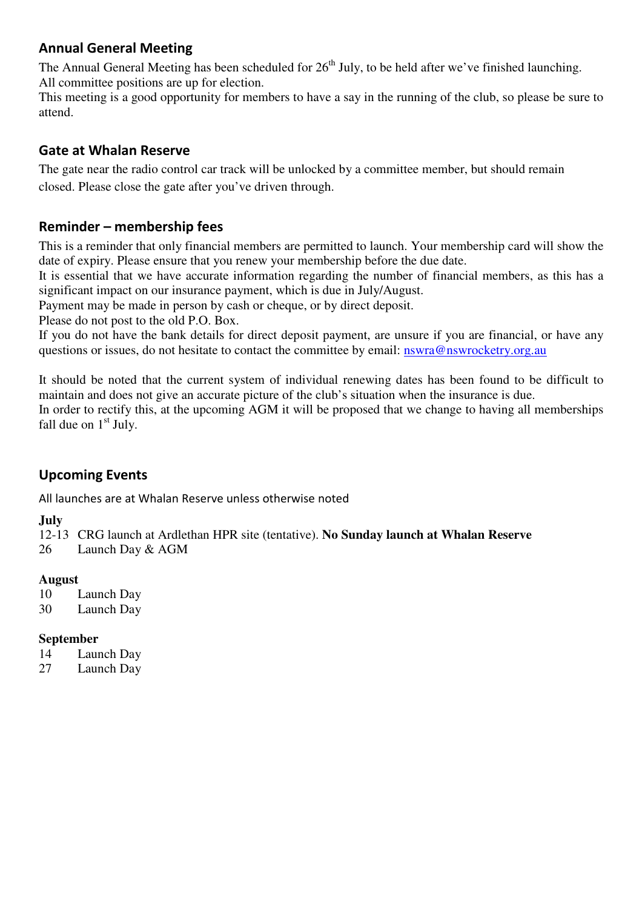## Annual General Meeting

The Annual General Meeting has been scheduled for 26th July, to be held after we've finished launching. All committee positions are up for election.

This meeting is a good opportunity for members to have a say in the running of the club, so please be sure to attend.

## Gate at Whalan Reserve

The gate near the radio control car track will be unlocked by a committee member, but should remain closed. Please close the gate after you've driven through.

## Reminder – membership fees

This is a reminder that only financial members are permitted to launch. Your membership card will show the date of expiry. Please ensure that you renew your membership before the due date.

It is essential that we have accurate information regarding the number of financial members, as this has a significant impact on our insurance payment, which is due in July/August.

Payment may be made in person by cash or cheque, or by direct deposit.

Please do not post to the old P.O. Box.

If you do not have the bank details for direct deposit payment, are unsure if you are financial, or have any questions or issues, do not hesitate to contact the committee by email: nswra@nswrocketry.org.au

It should be noted that the current system of individual renewing dates has been found to be difficult to maintain and does not give an accurate picture of the club's situation when the insurance is due.

In order to rectify this, at the upcoming AGM it will be proposed that we change to having all memberships fall due on 1st July.

## Upcoming Events

All launches are at Whalan Reserve unless otherwise noted

**July**

12-13 CRG launch at Ardlethan HPR site (tentative). **No Sunday launch at Whalan Reserve**

26 Launch Day & AGM

**August**

10 Launch Day

30 Launch Day

**September**

14 Launch Day

27 Launch Day